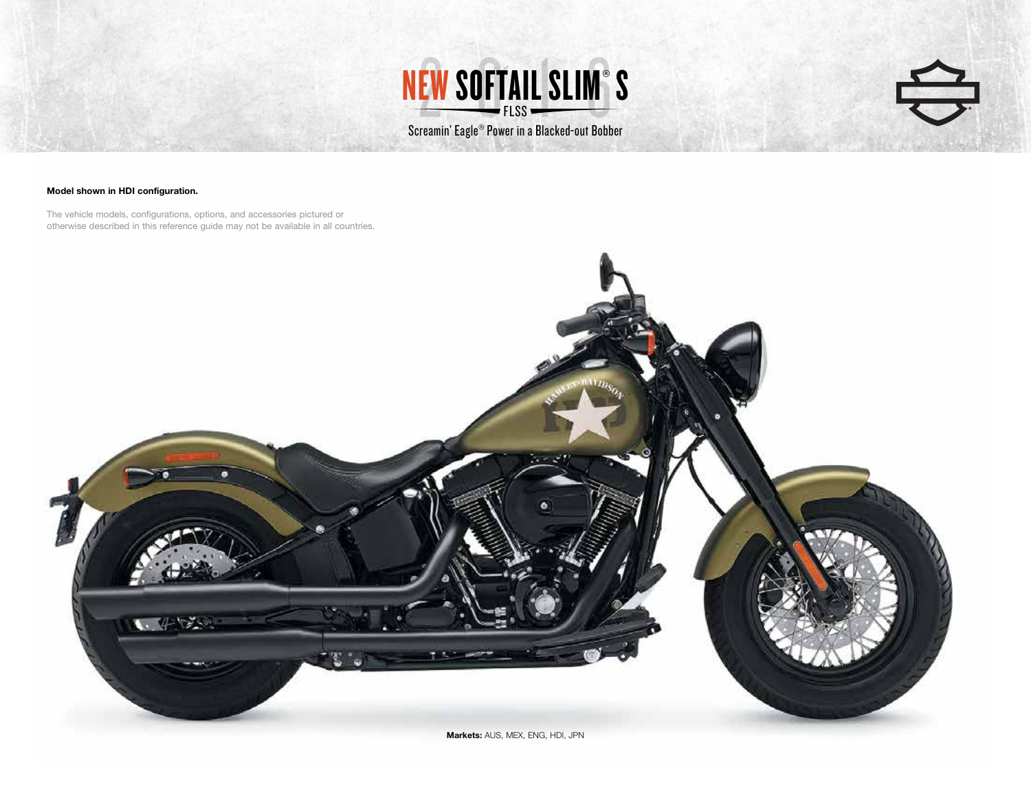# NEW SOFTAIL SLIM® S

FLSS

Screamin' Eagle® Power in a Blacked-out Bobber

**Model shown in HDI configuration.**

The vehicle models, configurations, options, and accessories pictured or otherwise described in this reference guide may not be available in all countries.

**Markets:** AUS, MEX, ENG, HDI, JPN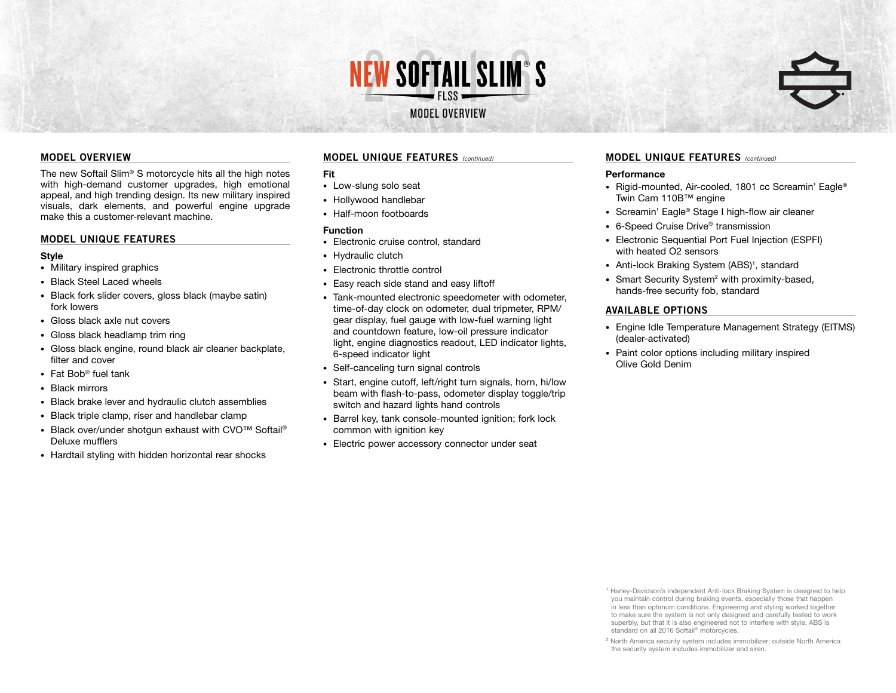# NEW SOFTAIL SLIM® S

FLSS

MODEL OVERVIEW

## MODEL OVERVIEW

The new Softail Slim® S motorcycle hits all the high notes with high-demand customer upgrades, high emotional appeal, and high trending design. Its new military inspired visuals, dark elements, and powerful engine upgrade make this a customer-relevant machine.

## MODEL UNIQUE FEATURES

**Style**

- Military inspired graphics
- Black Steel Laced wheels
- Black fork slider covers, gloss black (maybe satin) fork lowers
- Gloss black axle nut covers
- Gloss black headlamp trim ring
- Gloss black engine, round black air cleaner backplate, filter and cover
- Fat Bob® fuel tank
- Black mirrors
- Black brake lever and hydraulic clutch assemblies
- Black triple clamp, riser and handlebar clamp
- Black over/under shotgun exhaust with CVO™ Softail® Deluxe mufflers
- Hardtail styling with hidden horizontal rear shocks

## MODEL UNIQUE FEATURES *(continued)*

**Fit**

- Low-slung solo seat
- Hollywood handlebar
- Half-moon footboards

**Function**

- Electronic cruise control, standard
- Hydraulic clutch
- Electronic throttle control
- Easy reach side stand and easy liftoff
- Tank-mounted electronic speedometer with odometer, time-of-day clock on odometer, dual tripmeter, RPM/gear display, fuel gauge with low-fuel warning light and countdown feature, low-oil pressure indicator light, engine diagnostics readout, LED indicator lights, 6-speed indicator light
- Self-canceling turn signal controls
- Start, engine cutoff, left/right turn signals, horn, hi/low beam with flash-to-pass, odometer display toggle/trip switch and hazard lights hand controls
- Barrel key, tank console-mounted ignition; fork lock common with ignition key
- Electric power accessory connector under seat

## MODEL UNIQUE FEATURES *(continued)*

**Performance**

- Rigid-mounted, Air-cooled, 1801 cc Screamin' Eagle® Twin Cam 110B™ engine
- Screamin' Eagle® Stage I high-flow air cleaner
- 6-Speed Cruise Drive® transmission
- Electronic Sequential Port Fuel Injection (ESPFI) with heated O2 sensors
- Anti-lock Braking System (ABS)[1], standard
- Smart Security System[2] with proximity-based, hands-free security fob, standard

## AVAILABLE OPTIONS

- Engine Idle Temperature Management Strategy (EITMS) (dealer-activated)
- Paint color options including military inspired Olive Gold Denim

[1] Harley-Davidson's independent Anti-lock Braking System is designed to help you maintain control during braking events, especially those that happen in less than optimum conditions. Engineering and styling worked together to make sure the system is not only designed and carefully tested to work superbly, but that it is also engineered not to interfere with style. ABS is standard on all 2016 Softail® motorcycles.

[2] North America security system includes immobilizer; outside North America the security system includes immobilizer and siren.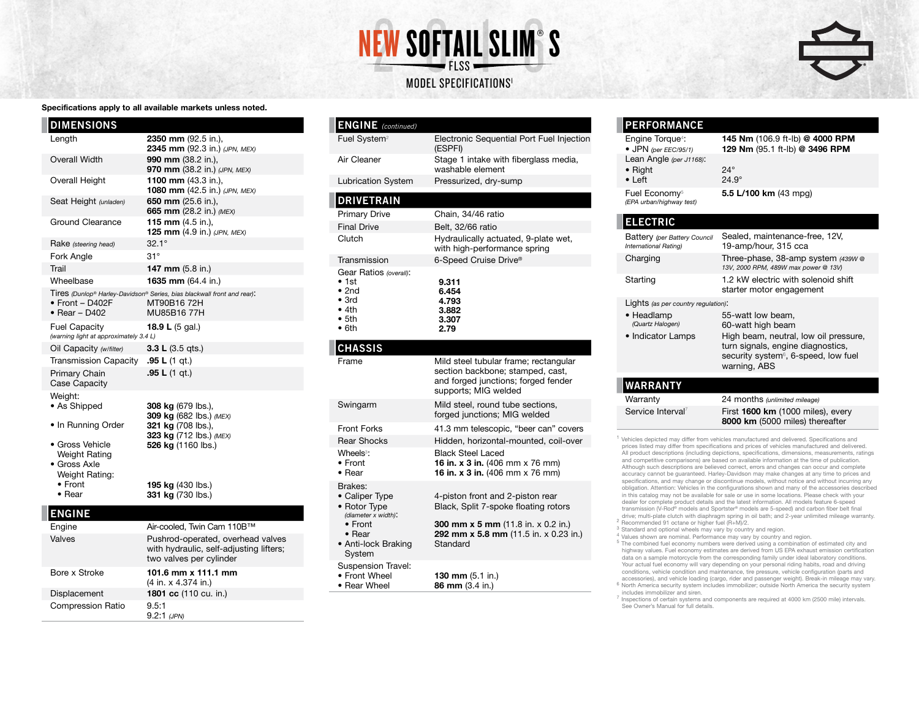# NEW SOFTAIL SLIM® S

FLSS

MODEL SPECIFICATIONS[1]

**Specifications apply to all available markets unless noted.**

## DIMENSIONS

| | |
|---|---|
| Length | **2350 mm** (92.5 in.), **2345 mm** (92.3 in.) *(JPN, MEX)* |
| Overall Width | **990 mm** (38.2 in.), **970 mm** (38.2 in.) *(JPN, MEX)* |
| Overall Height | **1100 mm** (43.3 in.), **1080 mm** (42.5 in.) *(JPN, MEX)* |
| Seat Height *(unladen)* | **650 mm** (25.6 in.), **665 mm** (28.2 in.) *(MEX)* |
| Ground Clearance | **115 mm** (4.5 in.), **125 mm** (4.9 in.) *(JPN, MEX)* |
| Rake *(steering head)* | 32.1° |
| Fork Angle | 31° |
| Trail | **147 mm** (5.8 in.) |
| Wheelbase | **1635 mm** (64.4 in.) |
| Tires *(Dunlop® Harley-Davidson® Series, bias blackwall front and rear)*: | |
| • Front – D402F | MT90B16 72H |
| • Rear – D402 | MU85B16 77H |
| Fuel Capacity *(warning light at approximately 3.4 L)* | **18.9 L** (5 gal.) |
| Oil Capacity *(w/filter)* | **3.3 L** (3.5 qts.) |
| Transmission Capacity | **.95 L** (1 qt.) |
| Primary Chain Case Capacity | **.95 L** (1 qt.) |
| Weight: | |
| • As Shipped | **308 kg** (679 lbs.), **309 kg** (682 lbs.) *(MEX)* |
| • In Running Order | **321 kg** (708 lbs.), **323 kg** (712 lbs.) *(MEX)* |
| • Gross Vehicle Weight Rating | **526 kg** (1160 lbs.) |
| • Gross Axle Weight Rating: | |
| • Front | **195 kg** (430 lbs.) |
| • Rear | **331 kg** (730 lbs.) |

## ENGINE

| | |
|---|---|
| Engine | Air-cooled, Twin Cam 110B™ |
| Valves | Pushrod-operated, overhead valves with hydraulic, self-adjusting lifters; two valves per cylinder |
| Bore x Stroke | **101.6 mm x 111.1 mm** (4 in. x 4.374 in.) |
| Displacement | **1801 cc** (110 cu. in.) |
| Compression Ratio | 9.5:1, 9.2:1 *(JPN)* |

## ENGINE *(continued)*

| | |
|---|---|
| Fuel System[2] | Electronic Sequential Port Fuel Injection (ESPFI) |
| Air Cleaner | Stage 1 intake with fiberglass media, washable element |
| Lubrication System | Pressurized, dry-sump |

## DRIVETRAIN

| | |
|---|---|
| Primary Drive | Chain, 34/46 ratio |
| Final Drive | Belt, 32/66 ratio |
| Clutch | Hydraulically actuated, 9-plate wet, with high-performance spring |
| Transmission | 6-Speed Cruise Drive® |
| Gear Ratios *(overall)*: | |
| • 1st | **9.311** |
| • 2nd | **6.454** |
| • 3rd | **4.793** |
| • 4th | **3.882** |
| • 5th | **3.307** |
| • 6th | **2.79** |

## CHASSIS

| | |
|---|---|
| Frame | Mild steel tubular frame; rectangular section backbone; stamped, cast, and forged junctions; forged fender supports; MIG welded |
| Swingarm | Mild steel, round tube sections, forged junctions; MIG welded |
| Front Forks | 41.3 mm telescopic, "beer can" covers |
| Rear Shocks | Hidden, horizontal-mounted, coil-over |
| Wheels[3]: | Black Steel Laced |
| • Front | **16 in. x 3 in.** (406 mm x 76 mm) |
| • Rear | **16 in. x 3 in.** (406 mm x 76 mm) |
| Brakes: | |
| • Caliper Type | 4-piston front and 2-piston rear |
| • Rotor Type *(diameter x width)*: | Black, Split 7-spoke floating rotors |
| • Front | **300 mm x 5 mm** (11.8 in. x 0.2 in.) |
| • Rear | **292 mm x 5.8 mm** (11.5 in. x 0.23 in.) |
| • Anti-lock Braking System | Standard |
| Suspension Travel: | |
| • Front Wheel | **130 mm** (5.1 in.) |
| • Rear Wheel | **86 mm** (3.4 in.) |

## PERFORMANCE

| | |
|---|---|
| Engine Torque[4]: | **145 Nm** (106.9 ft-lb) **@ 4000 RPM** |
| • JPN *(per EEC/95/1)* | **129 Nm** (95.1 ft-lb) **@ 3496 RPM** |
| Lean Angle *(per J1168)*: | |
| • Right | 24° |
| • Left | 24.9° |
| Fuel Economy[5] *(EPA urban/highway test)* | **5.5 L/100 km** (43 mpg) |

## ELECTRIC

| | |
|---|---|
| Battery *(per Battery Council International Rating)* | Sealed, maintenance-free, 12V, 19-amp/hour, 315 cca |
| Charging | Three-phase, 38-amp system *(439W @ 13V, 2000 RPM, 489W max power @ 13V)* |
| Starting | 1.2 kW electric with solenoid shift starter motor engagement |
| Lights *(as per country regulation)*: | |
| • Headlamp *(Quartz Halogen)* | 55-watt low beam, 60-watt high beam |
| • Indicator Lamps | High beam, neutral, low oil pressure, turn signals, engine diagnostics, security system[6], 6-speed, low fuel warning, ABS |

## WARRANTY

| | |
|---|---|
| Warranty | 24 months *(unlimited mileage)* |
| Service Interval[7] | First **1600 km** (1000 miles), every **8000 km** (5000 miles) thereafter |

[1] Vehicles depicted may differ from vehicles manufactured and delivered. Specifications and prices listed may differ from specifications and prices of vehicles manufactured and delivered. All product descriptions (including depictions, specifications, dimensions, measurements, ratings and competitive comparisons) are based on available information at the time of publication. Although such descriptions are believed correct, errors and changes can occur and complete accuracy cannot be guaranteed. Harley-Davidson may make changes at any time to prices and specifications, and may change or discontinue models, without notice and without incurring any obligation. Attention: Vehicles in the configurations shown and many of the accessories described in this catalog may not be available for sale or use in some locations. Please check with your dealer for complete product details and the latest information. All models feature 6-speed transmission (V-Rod® models and Sportster® models are 5-speed) and carbon fiber belt final drive; multi-plate clutch with diaphragm spring in oil bath; and 2-year unlimited mileage warranty.

[2] Recommended 91 octane or higher fuel (R+M)/2.

[3] Standard and optional wheels may vary by country and region.

[4] Values shown are nominal. Performance may vary by country and region.

[5] The combined fuel economy numbers were derived using a combination of estimated city and highway values. Fuel economy estimates are derived from US EPA exhaust emission certification data on a sample motorcycle from the corresponding family under ideal laboratory conditions. Your actual fuel economy will vary depending on your personal riding habits, road and riding conditions, vehicle condition and maintenance, tire pressure, vehicle configuration (parts and accessories), and vehicle loading (cargo, rider and passenger weight). Break-in mileage may vary.

[6] North America security system includes immobilizer; outside North America the security system includes immobilizer and siren.

[7] Inspections of certain systems and components are required at 4000 km (2500 mile) intervals. See Owner's Manual for full details.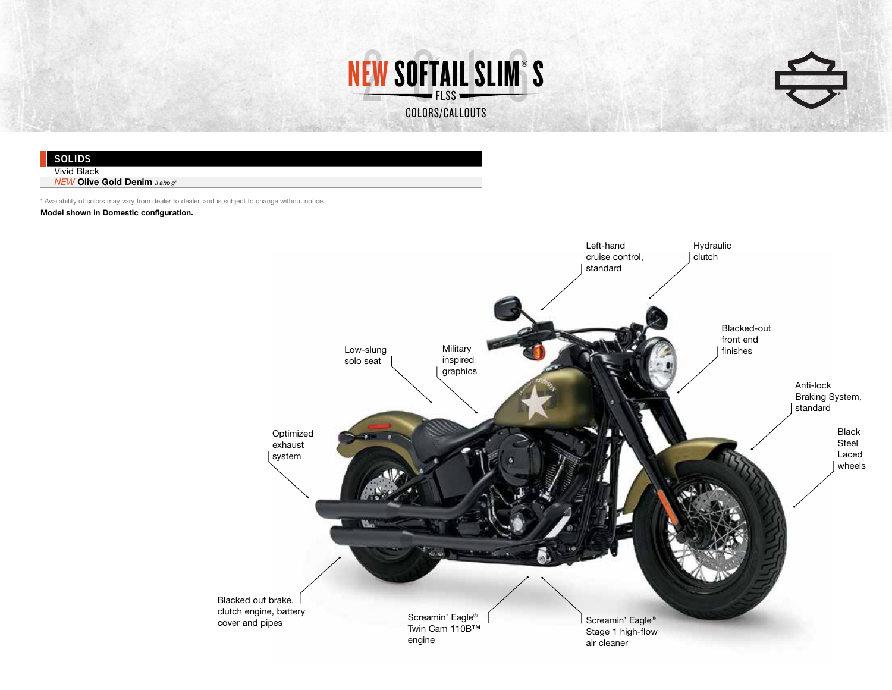# NEW SOFTAIL SLIM® S

FLSS

COLORS/CALLOUTS

## SOLIDS

Vivid Black

*NEW* **Olive Gold Denim** *!l ahp g"*

* Availability of colors may vary from dealer to dealer, and is subject to change without notice.

**Model shown in Domestic configuration.**

Left-hand cruise control, standard

Hydraulic clutch

Blacked-out front end finishes

Low-slung solo seat

Military inspired graphics

Anti-lock Braking System, standard

Optimized exhaust system

Black Steel Laced wheels

Blacked out brake, clutch engine, battery cover and pipes

Screamin' Eagle® Twin Cam 110B™ engine

Screamin' Eagle® Stage 1 high-flow air cleaner